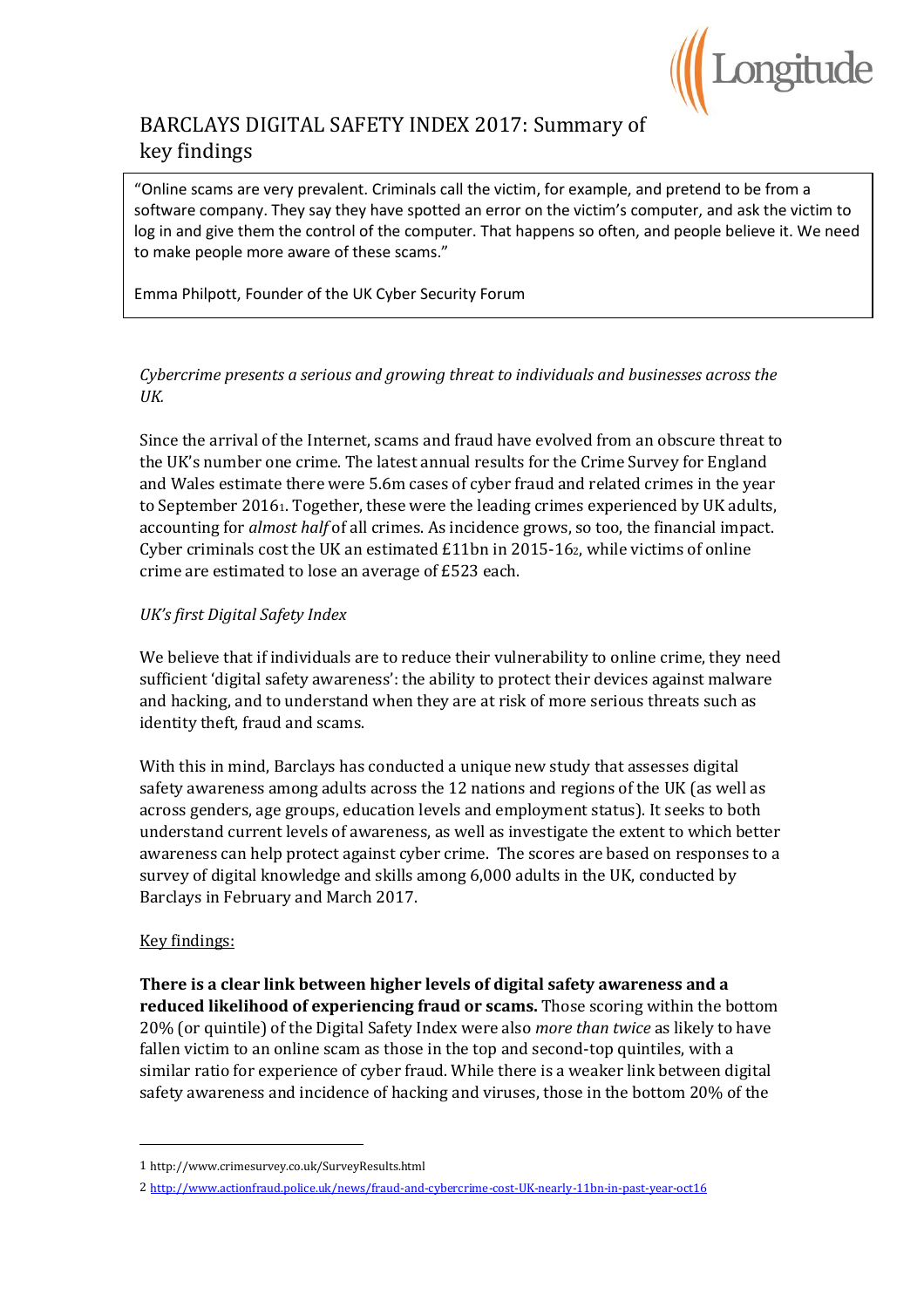# BARCLAYS DIGITAL SAFETY INDEX 2017: Summary of key findings

> "Online scams are very prevalent. Criminals call the victim, for example, and pretend to be from a software company. They say they have spotted an error on the victim's computer, and ask the victim to log in and give them the control of the computer. That happens so often, and people believe it. We need to make people more aware of these scams."
>
> Emma Philpott, Founder of the UK Cyber Security Forum

*Cybercrime presents a serious and growing threat to individuals and businesses across the UK.*

Since the arrival of the Internet, scams and fraud have evolved from an obscure threat to the UK's number one crime. The latest annual results for the Crime Survey for England and Wales estimate there were 5.6m cases of cyber fraud and related crimes in the year to September 2016[1]. Together, these were the leading crimes experienced by UK adults, accounting for *almost half* of all crimes. As incidence grows, so too, the financial impact. Cyber criminals cost the UK an estimated £11bn in 2015-16[2], while victims of online crime are estimated to lose an average of £523 each.

*UK's first Digital Safety Index*

We believe that if individuals are to reduce their vulnerability to online crime, they need sufficient 'digital safety awareness': the ability to protect their devices against malware and hacking, and to understand when they are at risk of more serious threats such as identity theft, fraud and scams.

With this in mind, Barclays has conducted a unique new study that assesses digital safety awareness among adults across the 12 nations and regions of the UK (as well as across genders, age groups, education levels and employment status). It seeks to both understand current levels of awareness, as well as investigate the extent to which better awareness can help protect against cyber crime. The scores are based on responses to a survey of digital knowledge and skills among 6,000 adults in the UK, conducted by Barclays in February and March 2017.

Key findings:

**There is a clear link between higher levels of digital safety awareness and a reduced likelihood of experiencing fraud or scams.** Those scoring within the bottom 20% (or quintile) of the Digital Safety Index were also *more than twice* as likely to have fallen victim to an online scam as those in the top and second-top quintiles, with a similar ratio for experience of cyber fraud. While there is a weaker link between digital safety awareness and incidence of hacking and viruses, those in the bottom 20% of the

---

1 http://www.crimesurvey.co.uk/SurveyResults.html

2 http://www.actionfraud.police.uk/news/fraud-and-cybercrime-cost-UK-nearly-11bn-in-past-year-oct16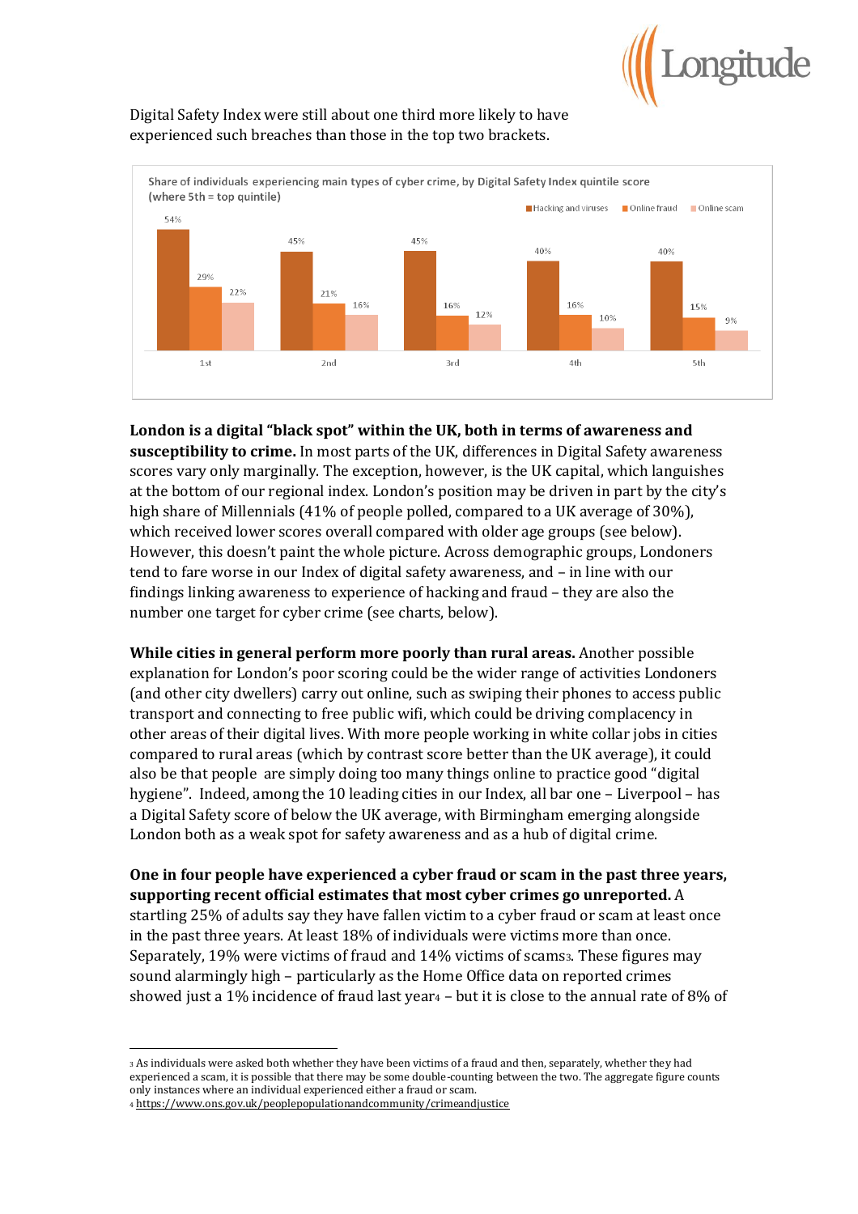Digital Safety Index were still about one third more likely to have experienced such breaches than those in the top two brackets.

Share of individuals experiencing main types of cyber crime, by Digital Safety Index quintile score (where 5th = top quintile)

| Quintile | Hacking and viruses | Online fraud | Online scam |
|---|---|---|---|
| 1st | 54% | 29% | 22% |
| 2nd | 45% | 21% | 16% |
| 3rd | 45% | 16% | 12% |
| 4th | 40% | 16% | 10% |
| 5th | 40% | 15% | 9% |

**London is a digital "black spot" within the UK, both in terms of awareness and susceptibility to crime.** In most parts of the UK, differences in Digital Safety awareness scores vary only marginally. The exception, however, is the UK capital, which languishes at the bottom of our regional index. London's position may be driven in part by the city's high share of Millennials (41% of people polled, compared to a UK average of 30%), which received lower scores overall compared with older age groups (see below). However, this doesn't paint the whole picture. Across demographic groups, Londoners tend to fare worse in our Index of digital safety awareness, and – in line with our findings linking awareness to experience of hacking and fraud – they are also the number one target for cyber crime (see charts, below).

**While cities in general perform more poorly than rural areas.** Another possible explanation for London's poor scoring could be the wider range of activities Londoners (and other city dwellers) carry out online, such as swiping their phones to access public transport and connecting to free public wifi, which could be driving complacency in other areas of their digital lives. With more people working in white collar jobs in cities compared to rural areas (which by contrast score better than the UK average), it could also be that people are simply doing too many things online to practice good "digital hygiene". Indeed, among the 10 leading cities in our Index, all bar one – Liverpool – has a Digital Safety score of below the UK average, with Birmingham emerging alongside London both as a weak spot for safety awareness and as a hub of digital crime.

**One in four people have experienced a cyber fraud or scam in the past three years, supporting recent official estimates that most cyber crimes go unreported.** A startling 25% of adults say they have fallen victim to a cyber fraud or scam at least once in the past three years. At least 18% of individuals were victims more than once. Separately, 19% were victims of fraud and 14% victims of scams[3]. These figures may sound alarmingly high – particularly as the Home Office data on reported crimes showed just a 1% incidence of fraud last year[4] – but it is close to the annual rate of 8% of

[3] As individuals were asked both whether they have been victims of a fraud and then, separately, whether they had experienced a scam, it is possible that there may be some double-counting between the two. The aggregate figure counts only instances where an individual experienced either a fraud or scam.

[4] https://www.ons.gov.uk/peoplepopulationandcommunity/crimeandjustice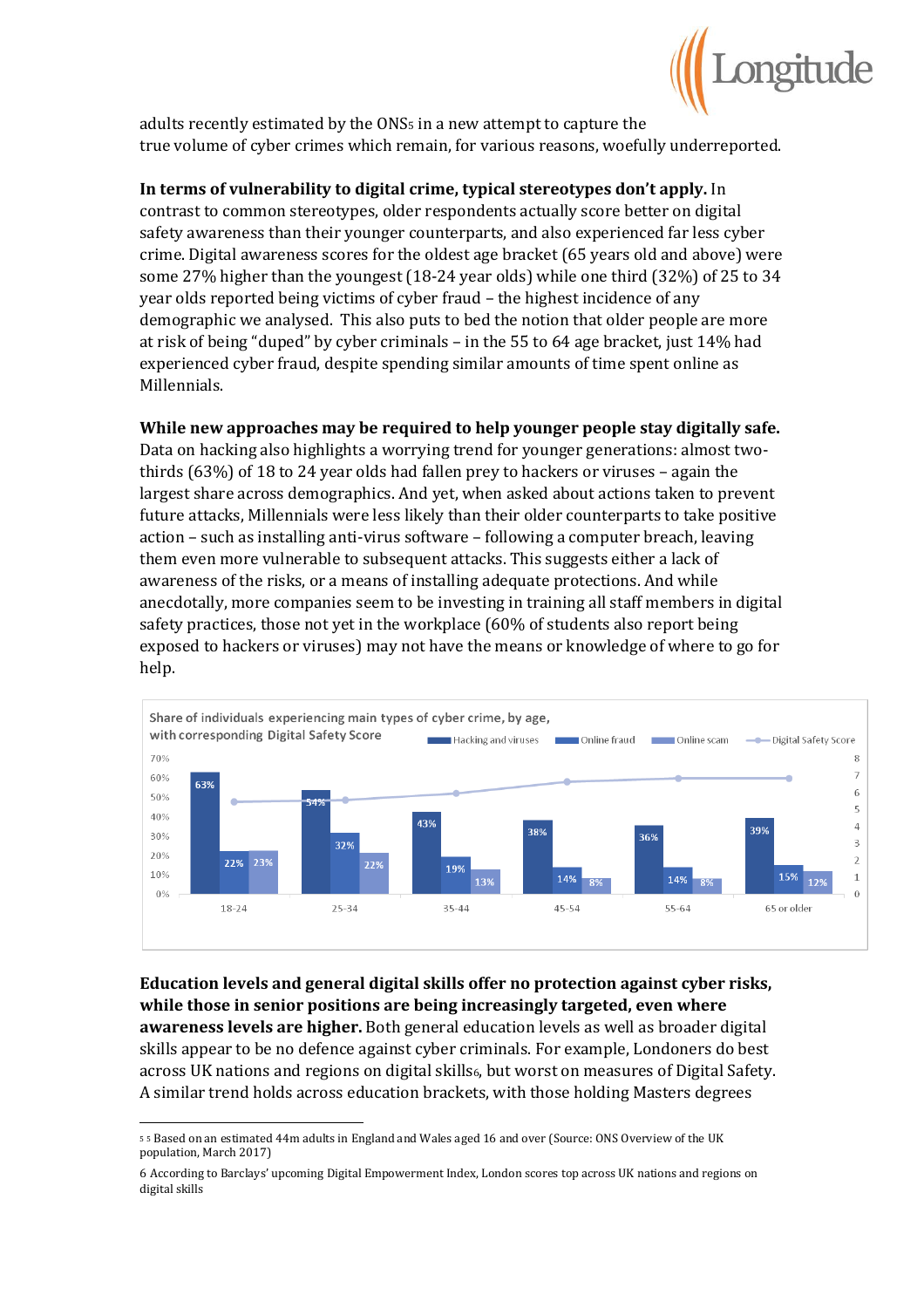adults recently estimated by the ONS[5] in a new attempt to capture the true volume of cyber crimes which remain, for various reasons, woefully underreported.

**In terms of vulnerability to digital crime, typical stereotypes don't apply.** In contrast to common stereotypes, older respondents actually score better on digital safety awareness than their younger counterparts, and also experienced far less cyber crime. Digital awareness scores for the oldest age bracket (65 years old and above) were some 27% higher than the youngest (18-24 year olds) while one third (32%) of 25 to 34 year olds reported being victims of cyber fraud – the highest incidence of any demographic we analysed. This also puts to bed the notion that older people are more at risk of being "duped" by cyber criminals – in the 55 to 64 age bracket, just 14% had experienced cyber fraud, despite spending similar amounts of time spent online as Millennials.

**While new approaches may be required to help younger people stay digitally safe.** Data on hacking also highlights a worrying trend for younger generations: almost two-thirds (63%) of 18 to 24 year olds had fallen prey to hackers or viruses – again the largest share across demographics. And yet, when asked about actions taken to prevent future attacks, Millennials were less likely than their older counterparts to take positive action – such as installing anti-virus software – following a computer breach, leaving them even more vulnerable to subsequent attacks. This suggests either a lack of awareness of the risks, or a means of installing adequate protections. And while anecdotally, more companies seem to be investing in training all staff members in digital safety practices, those not yet in the workplace (60% of students also report being exposed to hackers or viruses) may not have the means or knowledge of where to go for help.

Share of individuals experiencing main types of cyber crime, by age, with corresponding Digital Safety Score

| Age | Hacking and viruses | Online fraud | Online scam |
|---|---|---|---|
| 18-24 | 63% | 22% | 23% |
| 25-34 | 54% | 32% | 22% |
| 35-44 | 43% | 19% | 13% |
| 45-54 | 38% | 14% | 8% |
| 55-64 | 36% | 14% | 8% |
| 65 or older | 39% | 15% | 12% |

**Education levels and general digital skills offer no protection against cyber risks, while those in senior positions are being increasingly targeted, even where awareness levels are higher.** Both general education levels as well as broader digital skills appear to be no defence against cyber criminals. For example, Londoners do best across UK nations and regions on digital skills[6], but worst on measures of Digital Safety. A similar trend holds across education brackets, with those holding Masters degrees

[5] Based on an estimated 44m adults in England and Wales aged 16 and over (Source: ONS Overview of the UK population, March 2017)

[6] According to Barclays' upcoming Digital Empowerment Index, London scores top across UK nations and regions on digital skills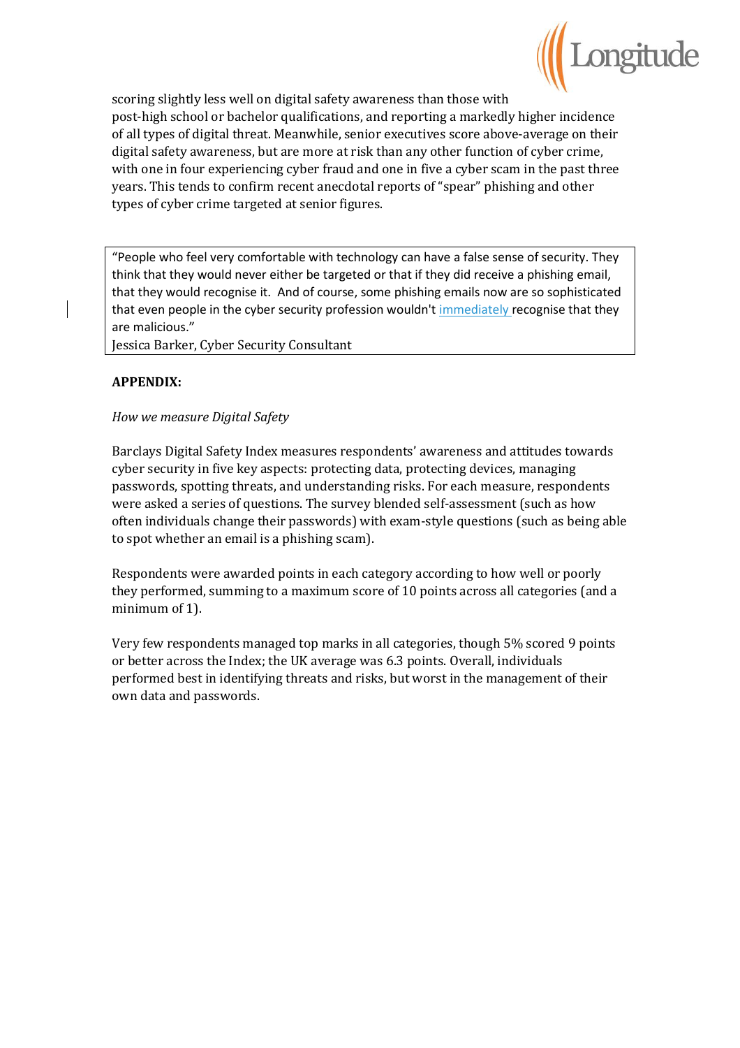scoring slightly less well on digital safety awareness than those with post-high school or bachelor qualifications, and reporting a markedly higher incidence of all types of digital threat. Meanwhile, senior executives score above-average on their digital safety awareness, but are more at risk than any other function of cyber crime, with one in four experiencing cyber fraud and one in five a cyber scam in the past three years. This tends to confirm recent anecdotal reports of "spear" phishing and other types of cyber crime targeted at senior figures.

> "People who feel very comfortable with technology can have a false sense of security. They think that they would never either be targeted or that if they did receive a phishing email, that they would recognise it. And of course, some phishing emails now are so sophisticated that even people in the cyber security profession wouldn't immediately recognise that they are malicious."
>
> Jessica Barker, Cyber Security Consultant

**APPENDIX:**

*How we measure Digital Safety*

Barclays Digital Safety Index measures respondents' awareness and attitudes towards cyber security in five key aspects: protecting data, protecting devices, managing passwords, spotting threats, and understanding risks. For each measure, respondents were asked a series of questions. The survey blended self-assessment (such as how often individuals change their passwords) with exam-style questions (such as being able to spot whether an email is a phishing scam).

Respondents were awarded points in each category according to how well or poorly they performed, summing to a maximum score of 10 points across all categories (and a minimum of 1).

Very few respondents managed top marks in all categories, though 5% scored 9 points or better across the Index; the UK average was 6.3 points. Overall, individuals performed best in identifying threats and risks, but worst in the management of their own data and passwords.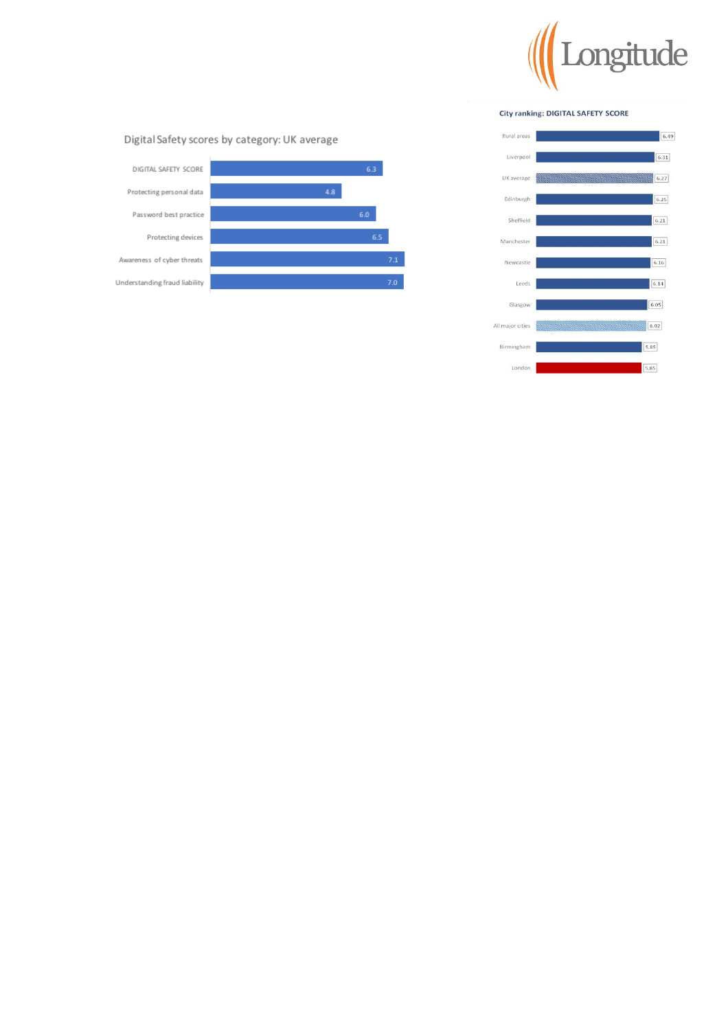Digital Safety scores by category: UK average

DIGITAL SAFETY SCORE 6.3
Protecting personal data 4.8
Password best practice 6.0
Protecting devices 6.5
Awareness of cyber threats 7.1
Understanding fraud liability 7.0

City ranking: DIGITAL SAFETY SCORE

Rural areas 6.49
Liverpool 6.31
UK average 6.27
Edinburgh 6.25
Sheffield 6.21
Manchester 6.21
Newcastle 6.16
Leeds 6.14
Glasgow 6.05
All major cities 6.02
Birmingham 5.85
London 5.85